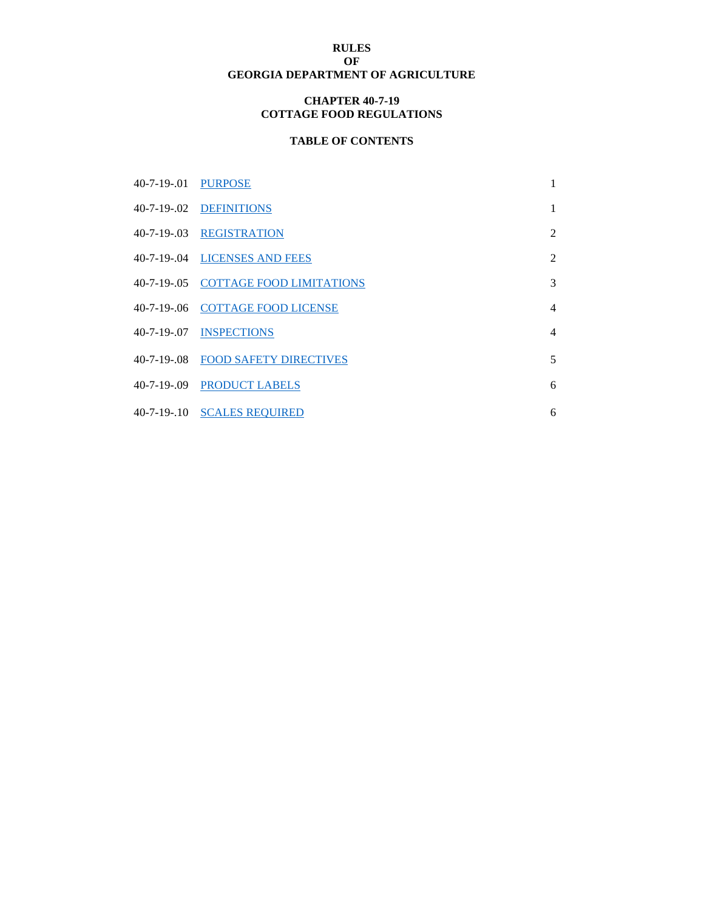**RULES**
**OF**
**GEORGIA DEPARTMENT OF AGRICULTURE**

**CHAPTER 40-7-19**
**COTTAGE FOOD REGULATIONS**

**TABLE OF CONTENTS**

| | | |
|---|---|---|
| 40-7-19-.01 | PURPOSE | 1 |
| 40-7-19-.02 | DEFINITIONS | 1 |
| 40-7-19-.03 | REGISTRATION | 2 |
| 40-7-19-.04 | LICENSES AND FEES | 2 |
| 40-7-19-.05 | COTTAGE FOOD LIMITATIONS | 3 |
| 40-7-19-.06 | COTTAGE FOOD LICENSE | 4 |
| 40-7-19-.07 | INSPECTIONS | 4 |
| 40-7-19-.08 | FOOD SAFETY DIRECTIVES | 5 |
| 40-7-19-.09 | PRODUCT LABELS | 6 |
| 40-7-19-.10 | SCALES REQUIRED | 6 |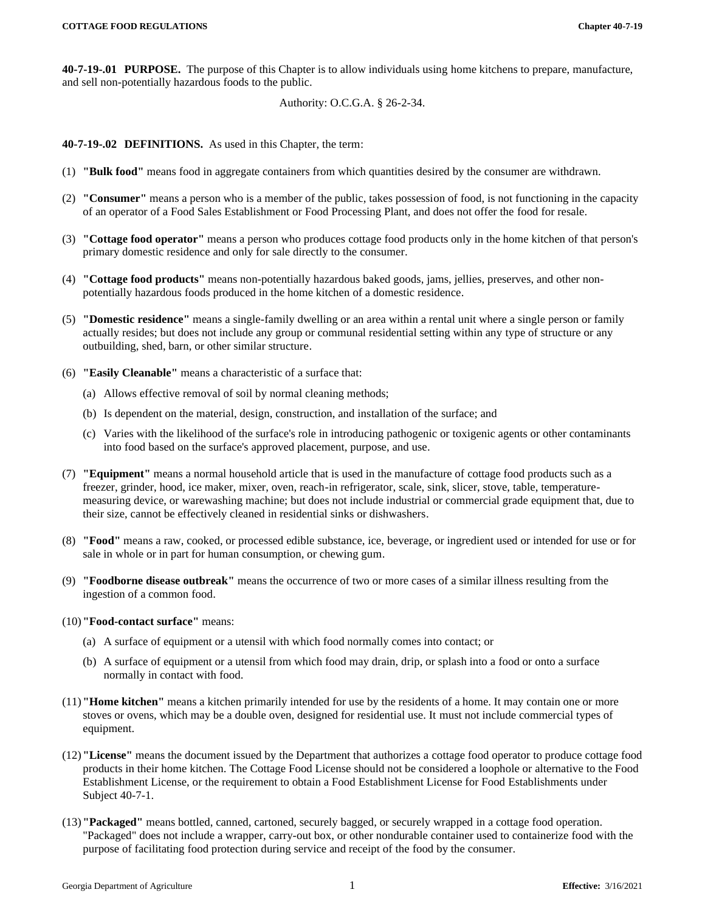**40-7-19-.01 PURPOSE.** The purpose of this Chapter is to allow individuals using home kitchens to prepare, manufacture, and sell non-potentially hazardous foods to the public.

Authority: O.C.G.A. § 26-2-34.

**40-7-19-.02 DEFINITIONS.** As used in this Chapter, the term:

(1) **"Bulk food"** means food in aggregate containers from which quantities desired by the consumer are withdrawn.

(2) **"Consumer"** means a person who is a member of the public, takes possession of food, is not functioning in the capacity of an operator of a Food Sales Establishment or Food Processing Plant, and does not offer the food for resale.

(3) **"Cottage food operator"** means a person who produces cottage food products only in the home kitchen of that person's primary domestic residence and only for sale directly to the consumer.

(4) **"Cottage food products"** means non-potentially hazardous baked goods, jams, jellies, preserves, and other non-potentially hazardous foods produced in the home kitchen of a domestic residence.

(5) **"Domestic residence"** means a single-family dwelling or an area within a rental unit where a single person or family actually resides; but does not include any group or communal residential setting within any type of structure or any outbuilding, shed, barn, or other similar structure.

(6) **"Easily Cleanable"** means a characteristic of a surface that:

- (a) Allows effective removal of soil by normal cleaning methods;
- (b) Is dependent on the material, design, construction, and installation of the surface; and
- (c) Varies with the likelihood of the surface's role in introducing pathogenic or toxigenic agents or other contaminants into food based on the surface's approved placement, purpose, and use.

(7) **"Equipment"** means a normal household article that is used in the manufacture of cottage food products such as a freezer, grinder, hood, ice maker, mixer, oven, reach-in refrigerator, scale, sink, slicer, stove, table, temperature-measuring device, or warewashing machine; but does not include industrial or commercial grade equipment that, due to their size, cannot be effectively cleaned in residential sinks or dishwashers.

(8) **"Food"** means a raw, cooked, or processed edible substance, ice, beverage, or ingredient used or intended for use or for sale in whole or in part for human consumption, or chewing gum.

(9) **"Foodborne disease outbreak"** means the occurrence of two or more cases of a similar illness resulting from the ingestion of a common food.

(10) **"Food-contact surface"** means:

- (a) A surface of equipment or a utensil with which food normally comes into contact; or
- (b) A surface of equipment or a utensil from which food may drain, drip, or splash into a food or onto a surface normally in contact with food.

(11) **"Home kitchen"** means a kitchen primarily intended for use by the residents of a home. It may contain one or more stoves or ovens, which may be a double oven, designed for residential use. It must not include commercial types of equipment.

(12) **"License"** means the document issued by the Department that authorizes a cottage food operator to produce cottage food products in their home kitchen. The Cottage Food License should not be considered a loophole or alternative to the Food Establishment License, or the requirement to obtain a Food Establishment License for Food Establishments under Subject 40-7-1.

(13) **"Packaged"** means bottled, canned, cartoned, securely bagged, or securely wrapped in a cottage food operation. "Packaged" does not include a wrapper, carry-out box, or other nondurable container used to containerize food with the purpose of facilitating food protection during service and receipt of the food by the consumer.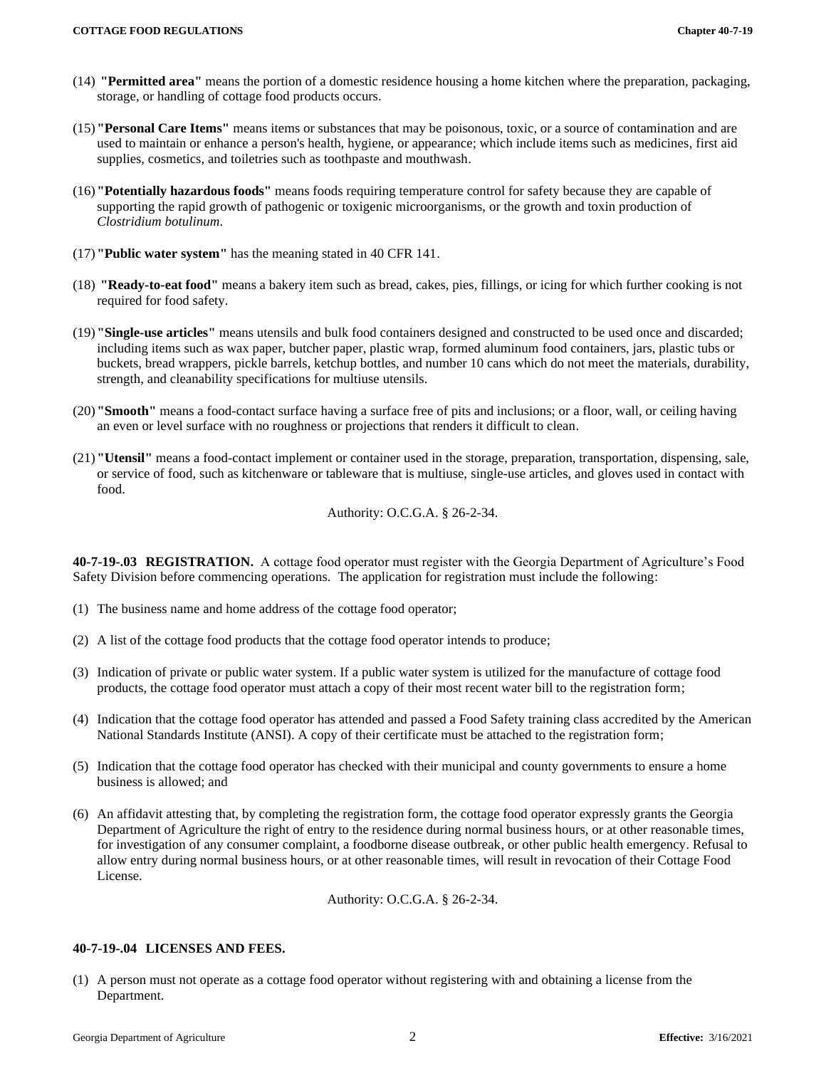(14) **"Permitted area"** means the portion of a domestic residence housing a home kitchen where the preparation, packaging, storage, or handling of cottage food products occurs.

(15) **"Personal Care Items"** means items or substances that may be poisonous, toxic, or a source of contamination and are used to maintain or enhance a person's health, hygiene, or appearance; which include items such as medicines, first aid supplies, cosmetics, and toiletries such as toothpaste and mouthwash.

(16) **"Potentially hazardous foods"** means foods requiring temperature control for safety because they are capable of supporting the rapid growth of pathogenic or toxigenic microorganisms, or the growth and toxin production of *Clostridium botulinum*.

(17) **"Public water system"** has the meaning stated in 40 CFR 141.

(18) **"Ready-to-eat food"** means a bakery item such as bread, cakes, pies, fillings, or icing for which further cooking is not required for food safety.

(19) **"Single-use articles"** means utensils and bulk food containers designed and constructed to be used once and discarded; including items such as wax paper, butcher paper, plastic wrap, formed aluminum food containers, jars, plastic tubs or buckets, bread wrappers, pickle barrels, ketchup bottles, and number 10 cans which do not meet the materials, durability, strength, and cleanability specifications for multiuse utensils.

(20) **"Smooth"** means a food-contact surface having a surface free of pits and inclusions; or a floor, wall, or ceiling having an even or level surface with no roughness or projections that renders it difficult to clean.

(21) **"Utensil"** means a food-contact implement or container used in the storage, preparation, transportation, dispensing, sale, or service of food, such as kitchenware or tableware that is multiuse, single-use articles, and gloves used in contact with food.

Authority: O.C.G.A. § 26-2-34.

**40-7-19-.03 REGISTRATION.** A cottage food operator must register with the Georgia Department of Agriculture's Food Safety Division before commencing operations. The application for registration must include the following:

(1) The business name and home address of the cottage food operator;

(2) A list of the cottage food products that the cottage food operator intends to produce;

(3) Indication of private or public water system. If a public water system is utilized for the manufacture of cottage food products, the cottage food operator must attach a copy of their most recent water bill to the registration form;

(4) Indication that the cottage food operator has attended and passed a Food Safety training class accredited by the American National Standards Institute (ANSI). A copy of their certificate must be attached to the registration form;

(5) Indication that the cottage food operator has checked with their municipal and county governments to ensure a home business is allowed; and

(6) An affidavit attesting that, by completing the registration form, the cottage food operator expressly grants the Georgia Department of Agriculture the right of entry to the residence during normal business hours, or at other reasonable times, for investigation of any consumer complaint, a foodborne disease outbreak, or other public health emergency. Refusal to allow entry during normal business hours, or at other reasonable times, will result in revocation of their Cottage Food License.

Authority: O.C.G.A. § 26-2-34.

**40-7-19-.04 LICENSES AND FEES.**

(1) A person must not operate as a cottage food operator without registering with and obtaining a license from the Department.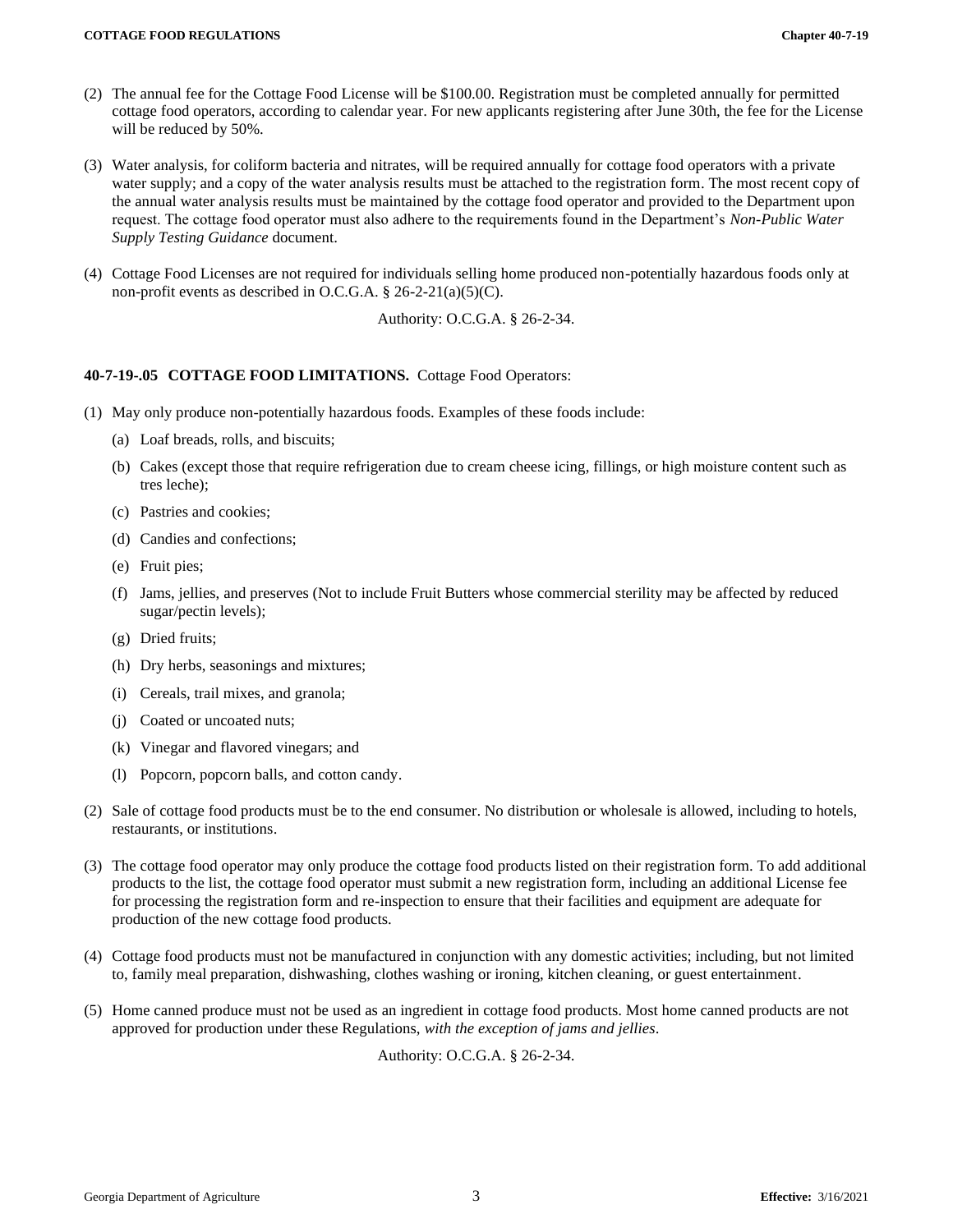(2) The annual fee for the Cottage Food License will be $100.00. Registration must be completed annually for permitted cottage food operators, according to calendar year. For new applicants registering after June 30th, the fee for the License will be reduced by 50%.

(3) Water analysis, for coliform bacteria and nitrates, will be required annually for cottage food operators with a private water supply; and a copy of the water analysis results must be attached to the registration form. The most recent copy of the annual water analysis results must be maintained by the cottage food operator and provided to the Department upon request. The cottage food operator must also adhere to the requirements found in the Department's *Non-Public Water Supply Testing Guidance* document.

(4) Cottage Food Licenses are not required for individuals selling home produced non-potentially hazardous foods only at non-profit events as described in O.C.G.A. § 26-2-21(a)(5)(C).

Authority: O.C.G.A. § 26-2-34.

**40-7-19-.05 COTTAGE FOOD LIMITATIONS.** Cottage Food Operators:

(1) May only produce non-potentially hazardous foods. Examples of these foods include:

- (a) Loaf breads, rolls, and biscuits;
- (b) Cakes (except those that require refrigeration due to cream cheese icing, fillings, or high moisture content such as tres leche);
- (c) Pastries and cookies;
- (d) Candies and confections;
- (e) Fruit pies;
- (f) Jams, jellies, and preserves (Not to include Fruit Butters whose commercial sterility may be affected by reduced sugar/pectin levels);
- (g) Dried fruits;
- (h) Dry herbs, seasonings and mixtures;
- (i) Cereals, trail mixes, and granola;
- (j) Coated or uncoated nuts;
- (k) Vinegar and flavored vinegars; and
- (l) Popcorn, popcorn balls, and cotton candy.

(2) Sale of cottage food products must be to the end consumer. No distribution or wholesale is allowed, including to hotels, restaurants, or institutions.

(3) The cottage food operator may only produce the cottage food products listed on their registration form. To add additional products to the list, the cottage food operator must submit a new registration form, including an additional License fee for processing the registration form and re-inspection to ensure that their facilities and equipment are adequate for production of the new cottage food products.

(4) Cottage food products must not be manufactured in conjunction with any domestic activities; including, but not limited to, family meal preparation, dishwashing, clothes washing or ironing, kitchen cleaning, or guest entertainment.

(5) Home canned produce must not be used as an ingredient in cottage food products. Most home canned products are not approved for production under these Regulations, *with the exception of jams and jellies*.

Authority: O.C.G.A. § 26-2-34.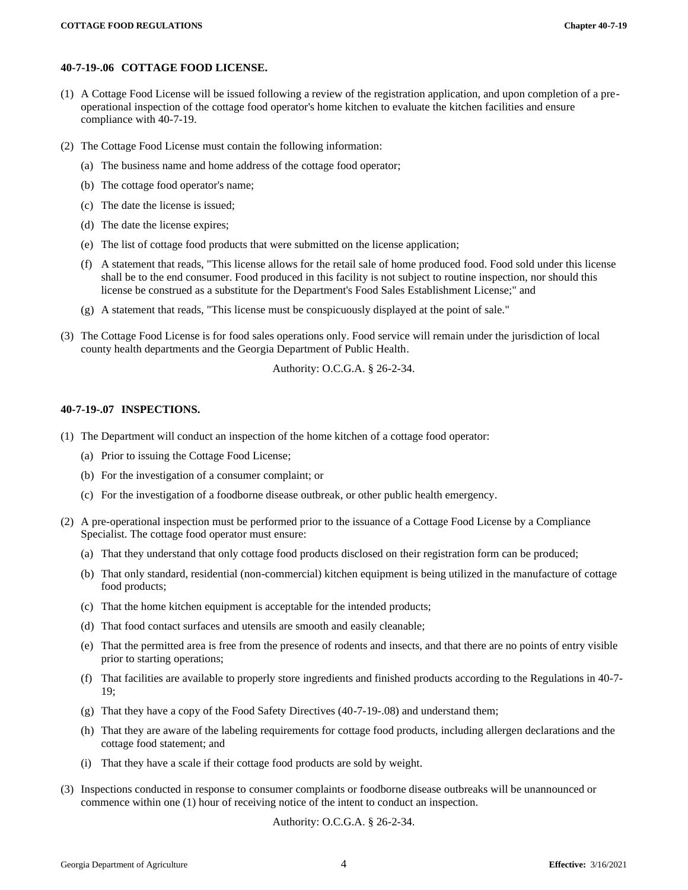### 40-7-19-.06 COTTAGE FOOD LICENSE.

(1) A Cottage Food License will be issued following a review of the registration application, and upon completion of a pre-operational inspection of the cottage food operator's home kitchen to evaluate the kitchen facilities and ensure compliance with 40-7-19.

(2) The Cottage Food License must contain the following information:

- (a) The business name and home address of the cottage food operator;
- (b) The cottage food operator's name;
- (c) The date the license is issued;
- (d) The date the license expires;
- (e) The list of cottage food products that were submitted on the license application;
- (f) A statement that reads, "This license allows for the retail sale of home produced food. Food sold under this license shall be to the end consumer. Food produced in this facility is not subject to routine inspection, nor should this license be construed as a substitute for the Department's Food Sales Establishment License;" and
- (g) A statement that reads, "This license must be conspicuously displayed at the point of sale."

(3) The Cottage Food License is for food sales operations only. Food service will remain under the jurisdiction of local county health departments and the Georgia Department of Public Health.

Authority: O.C.G.A. § 26-2-34.

### 40-7-19-.07 INSPECTIONS.

(1) The Department will conduct an inspection of the home kitchen of a cottage food operator:

- (a) Prior to issuing the Cottage Food License;
- (b) For the investigation of a consumer complaint; or
- (c) For the investigation of a foodborne disease outbreak, or other public health emergency.

(2) A pre-operational inspection must be performed prior to the issuance of a Cottage Food License by a Compliance Specialist. The cottage food operator must ensure:

- (a) That they understand that only cottage food products disclosed on their registration form can be produced;
- (b) That only standard, residential (non-commercial) kitchen equipment is being utilized in the manufacture of cottage food products;
- (c) That the home kitchen equipment is acceptable for the intended products;
- (d) That food contact surfaces and utensils are smooth and easily cleanable;
- (e) That the permitted area is free from the presence of rodents and insects, and that there are no points of entry visible prior to starting operations;
- (f) That facilities are available to properly store ingredients and finished products according to the Regulations in 40-7-19;
- (g) That they have a copy of the Food Safety Directives (40-7-19-.08) and understand them;
- (h) That they are aware of the labeling requirements for cottage food products, including allergen declarations and the cottage food statement; and
- (i) That they have a scale if their cottage food products are sold by weight.

(3) Inspections conducted in response to consumer complaints or foodborne disease outbreaks will be unannounced or commence within one (1) hour of receiving notice of the intent to conduct an inspection.

Authority: O.C.G.A. § 26-2-34.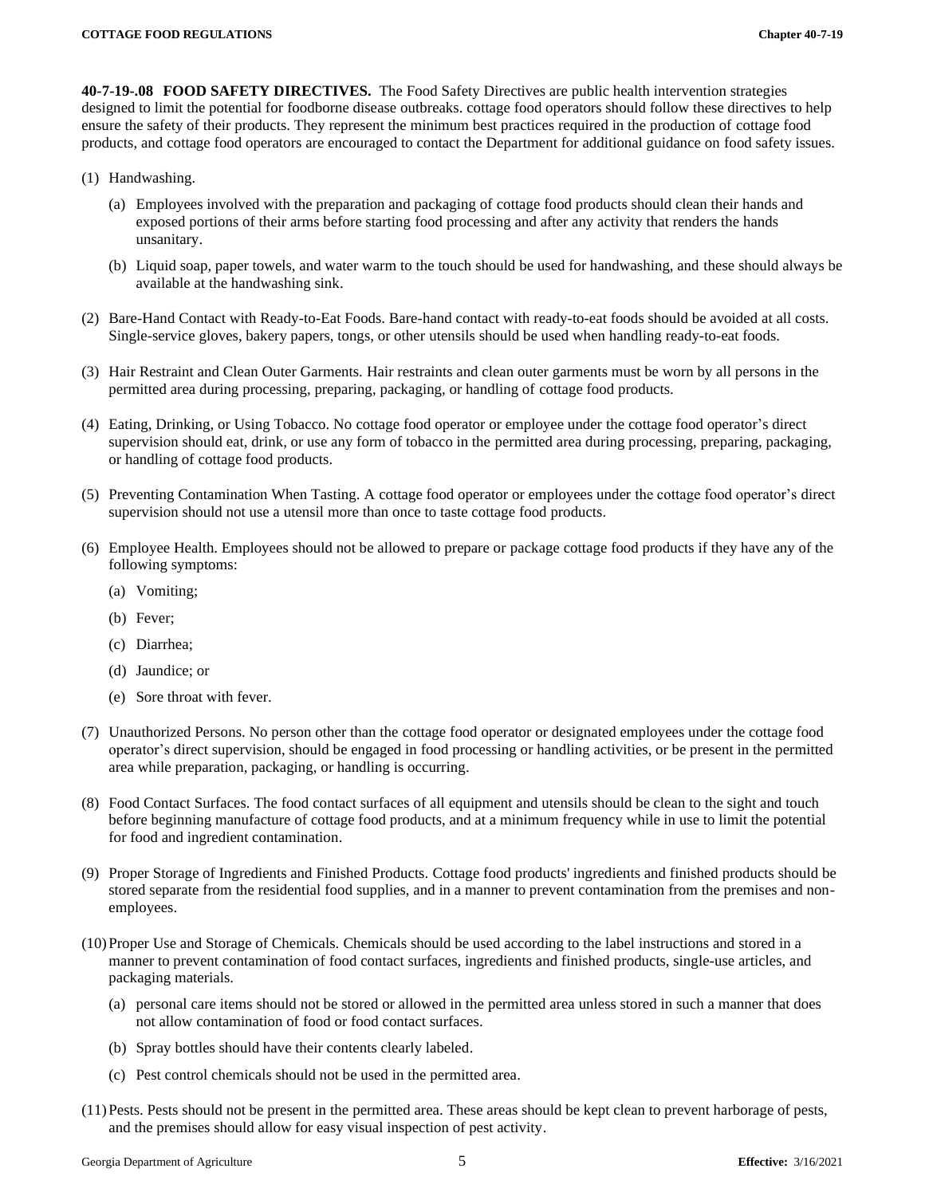**40-7-19-.08 FOOD SAFETY DIRECTIVES.** The Food Safety Directives are public health intervention strategies designed to limit the potential for foodborne disease outbreaks. cottage food operators should follow these directives to help ensure the safety of their products. They represent the minimum best practices required in the production of cottage food products, and cottage food operators are encouraged to contact the Department for additional guidance on food safety issues.

(1) Handwashing.

  (a) Employees involved with the preparation and packaging of cottage food products should clean their hands and exposed portions of their arms before starting food processing and after any activity that renders the hands unsanitary.

  (b) Liquid soap, paper towels, and water warm to the touch should be used for handwashing, and these should always be available at the handwashing sink.

(2) Bare-Hand Contact with Ready-to-Eat Foods. Bare-hand contact with ready-to-eat foods should be avoided at all costs. Single-service gloves, bakery papers, tongs, or other utensils should be used when handling ready-to-eat foods.

(3) Hair Restraint and Clean Outer Garments. Hair restraints and clean outer garments must be worn by all persons in the permitted area during processing, preparing, packaging, or handling of cottage food products.

(4) Eating, Drinking, or Using Tobacco. No cottage food operator or employee under the cottage food operator's direct supervision should eat, drink, or use any form of tobacco in the permitted area during processing, preparing, packaging, or handling of cottage food products.

(5) Preventing Contamination When Tasting. A cottage food operator or employees under the cottage food operator's direct supervision should not use a utensil more than once to taste cottage food products.

(6) Employee Health. Employees should not be allowed to prepare or package cottage food products if they have any of the following symptoms:

  (a) Vomiting;

  (b) Fever;

  (c) Diarrhea;

  (d) Jaundice; or

  (e) Sore throat with fever.

(7) Unauthorized Persons. No person other than the cottage food operator or designated employees under the cottage food operator's direct supervision, should be engaged in food processing or handling activities, or be present in the permitted area while preparation, packaging, or handling is occurring.

(8) Food Contact Surfaces. The food contact surfaces of all equipment and utensils should be clean to the sight and touch before beginning manufacture of cottage food products, and at a minimum frequency while in use to limit the potential for food and ingredient contamination.

(9) Proper Storage of Ingredients and Finished Products. Cottage food products' ingredients and finished products should be stored separate from the residential food supplies, and in a manner to prevent contamination from the premises and non-employees.

(10) Proper Use and Storage of Chemicals. Chemicals should be used according to the label instructions and stored in a manner to prevent contamination of food contact surfaces, ingredients and finished products, single-use articles, and packaging materials.

  (a) personal care items should not be stored or allowed in the permitted area unless stored in such a manner that does not allow contamination of food or food contact surfaces.

  (b) Spray bottles should have their contents clearly labeled.

  (c) Pest control chemicals should not be used in the permitted area.

(11) Pests. Pests should not be present in the permitted area. These areas should be kept clean to prevent harborage of pests, and the premises should allow for easy visual inspection of pest activity.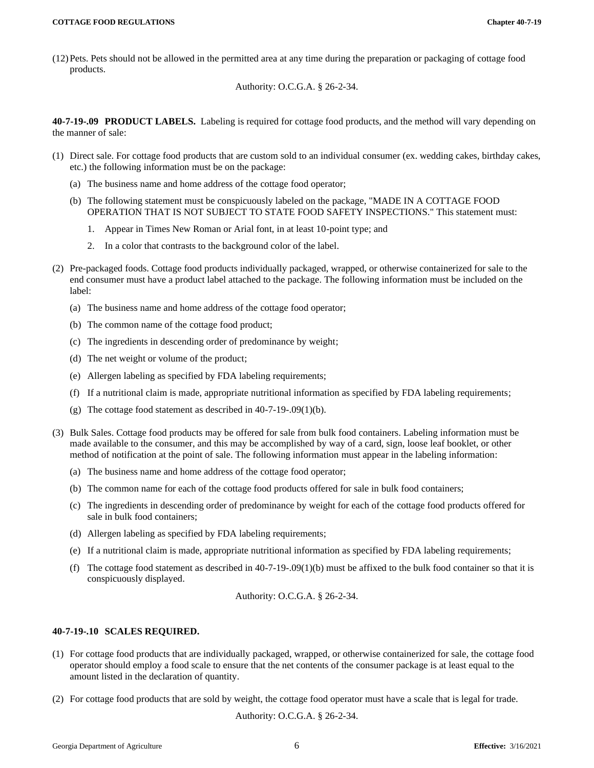(12) Pets. Pets should not be allowed in the permitted area at any time during the preparation or packaging of cottage food products.

Authority: O.C.G.A. § 26-2-34.

**40-7-19-.09 PRODUCT LABELS.** Labeling is required for cottage food products, and the method will vary depending on the manner of sale:

(1) Direct sale. For cottage food products that are custom sold to an individual consumer (ex. wedding cakes, birthday cakes, etc.) the following information must be on the package:

   (a) The business name and home address of the cottage food operator;

   (b) The following statement must be conspicuously labeled on the package, "MADE IN A COTTAGE FOOD OPERATION THAT IS NOT SUBJECT TO STATE FOOD SAFETY INSPECTIONS." This statement must:

      1. Appear in Times New Roman or Arial font, in at least 10-point type; and

      2. In a color that contrasts to the background color of the label.

(2) Pre-packaged foods. Cottage food products individually packaged, wrapped, or otherwise containerized for sale to the end consumer must have a product label attached to the package. The following information must be included on the label:

   (a) The business name and home address of the cottage food operator;

   (b) The common name of the cottage food product;

   (c) The ingredients in descending order of predominance by weight;

   (d) The net weight or volume of the product;

   (e) Allergen labeling as specified by FDA labeling requirements;

   (f) If a nutritional claim is made, appropriate nutritional information as specified by FDA labeling requirements;

   (g) The cottage food statement as described in 40-7-19-.09(1)(b).

(3) Bulk Sales. Cottage food products may be offered for sale from bulk food containers. Labeling information must be made available to the consumer, and this may be accomplished by way of a card, sign, loose leaf booklet, or other method of notification at the point of sale. The following information must appear in the labeling information:

   (a) The business name and home address of the cottage food operator;

   (b) The common name for each of the cottage food products offered for sale in bulk food containers;

   (c) The ingredients in descending order of predominance by weight for each of the cottage food products offered for sale in bulk food containers;

   (d) Allergen labeling as specified by FDA labeling requirements;

   (e) If a nutritional claim is made, appropriate nutritional information as specified by FDA labeling requirements;

   (f) The cottage food statement as described in 40-7-19-.09(1)(b) must be affixed to the bulk food container so that it is conspicuously displayed.

Authority: O.C.G.A. § 26-2-34.

**40-7-19-.10 SCALES REQUIRED.**

(1) For cottage food products that are individually packaged, wrapped, or otherwise containerized for sale, the cottage food operator should employ a food scale to ensure that the net contents of the consumer package is at least equal to the amount listed in the declaration of quantity.

(2) For cottage food products that are sold by weight, the cottage food operator must have a scale that is legal for trade.

Authority: O.C.G.A. § 26-2-34.